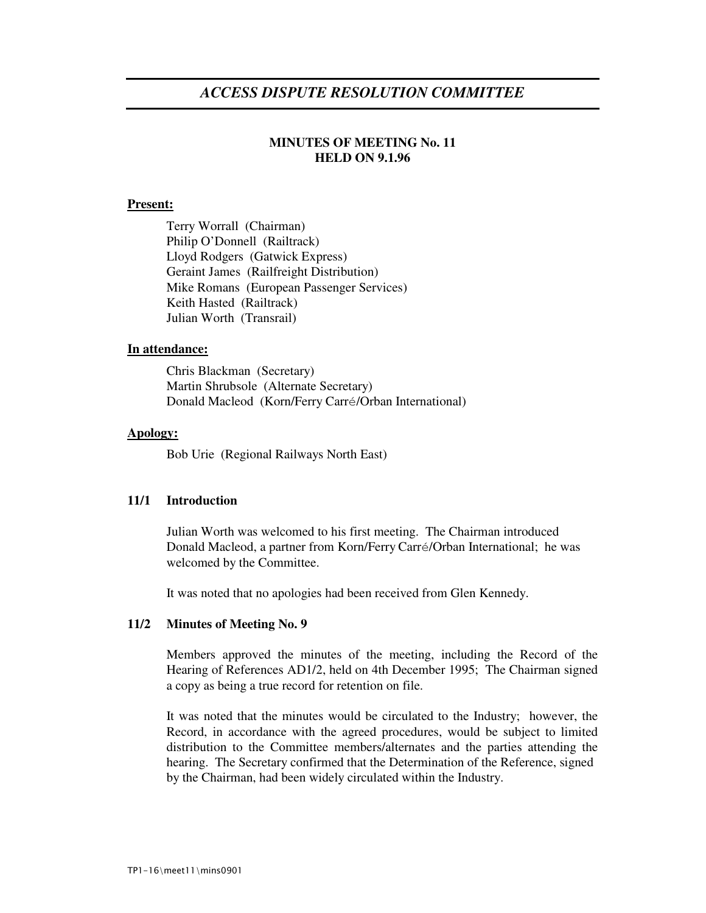# *ACCESS DISPUTE RESOLUTION COMMITTEE*

**MINUTES OF MEETING No. 11**
**HELD ON 9.1.96**

**Present:**

Terry Worrall (Chairman)
Philip O'Donnell (Railtrack)
Lloyd Rodgers (Gatwick Express)
Geraint James (Railfreight Distribution)
Mike Romans (European Passenger Services)
Keith Hasted (Railtrack)
Julian Worth (Transrail)

**In attendance:**

Chris Blackman (Secretary)
Martin Shrubsole (Alternate Secretary)
Donald Macleod (Korn/Ferry Carré/Orban International)

**Apology:**

Bob Urie (Regional Railways North East)

## 11/1 Introduction

Julian Worth was welcomed to his first meeting. The Chairman introduced Donald Macleod, a partner from Korn/Ferry Carré/Orban International; he was welcomed by the Committee.

It was noted that no apologies had been received from Glen Kennedy.

## 11/2 Minutes of Meeting No. 9

Members approved the minutes of the meeting, including the Record of the Hearing of References AD1/2, held on 4th December 1995; The Chairman signed a copy as being a true record for retention on file.

It was noted that the minutes would be circulated to the Industry; however, the Record, in accordance with the agreed procedures, would be subject to limited distribution to the Committee members/alternates and the parties attending the hearing. The Secretary confirmed that the Determination of the Reference, signed by the Chairman, had been widely circulated within the Industry.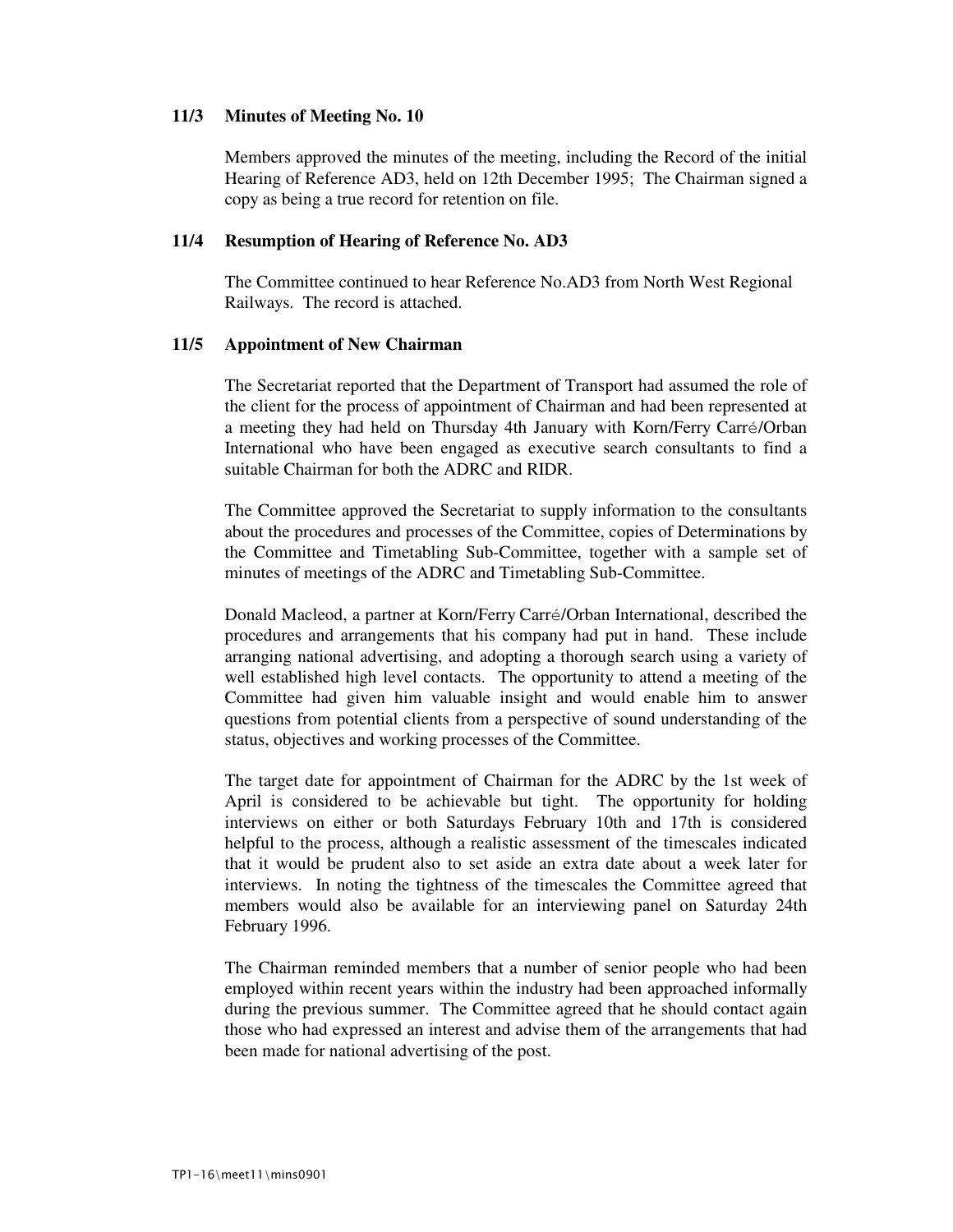## 11/3 Minutes of Meeting No. 10

Members approved the minutes of the meeting, including the Record of the initial Hearing of Reference AD3, held on 12th December 1995; The Chairman signed a copy as being a true record for retention on file.

## 11/4 Resumption of Hearing of Reference No. AD3

The Committee continued to hear Reference No.AD3 from North West Regional Railways. The record is attached.

## 11/5 Appointment of New Chairman

The Secretariat reported that the Department of Transport had assumed the role of the client for the process of appointment of Chairman and had been represented at a meeting they had held on Thursday 4th January with Korn/Ferry Carré/Orban International who have been engaged as executive search consultants to find a suitable Chairman for both the ADRC and RIDR.

The Committee approved the Secretariat to supply information to the consultants about the procedures and processes of the Committee, copies of Determinations by the Committee and Timetabling Sub-Committee, together with a sample set of minutes of meetings of the ADRC and Timetabling Sub-Committee.

Donald Macleod, a partner at Korn/Ferry Carré/Orban International, described the procedures and arrangements that his company had put in hand. These include arranging national advertising, and adopting a thorough search using a variety of well established high level contacts. The opportunity to attend a meeting of the Committee had given him valuable insight and would enable him to answer questions from potential clients from a perspective of sound understanding of the status, objectives and working processes of the Committee.

The target date for appointment of Chairman for the ADRC by the 1st week of April is considered to be achievable but tight. The opportunity for holding interviews on either or both Saturdays February 10th and 17th is considered helpful to the process, although a realistic assessment of the timescales indicated that it would be prudent also to set aside an extra date about a week later for interviews. In noting the tightness of the timescales the Committee agreed that members would also be available for an interviewing panel on Saturday 24th February 1996.

The Chairman reminded members that a number of senior people who had been employed within recent years within the industry had been approached informally during the previous summer. The Committee agreed that he should contact again those who had expressed an interest and advise them of the arrangements that had been made for national advertising of the post.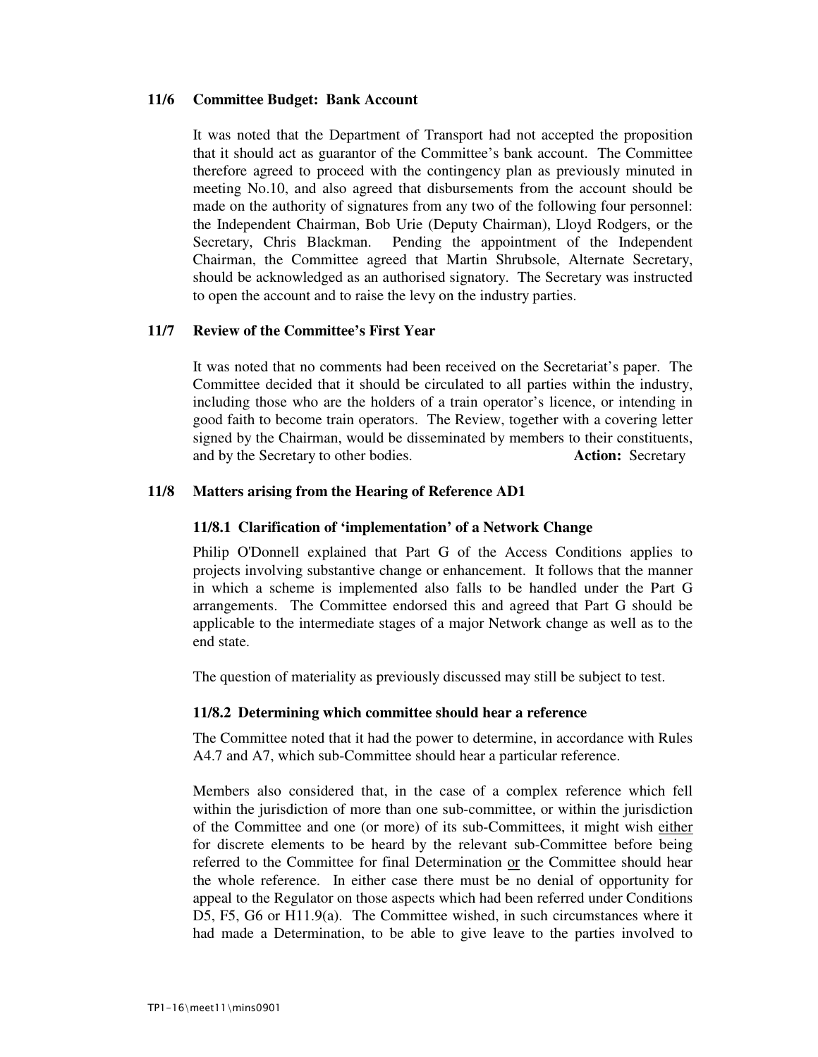### 11/6 Committee Budget: Bank Account

It was noted that the Department of Transport had not accepted the proposition that it should act as guarantor of the Committee's bank account. The Committee therefore agreed to proceed with the contingency plan as previously minuted in meeting No.10, and also agreed that disbursements from the account should be made on the authority of signatures from any two of the following four personnel: the Independent Chairman, Bob Urie (Deputy Chairman), Lloyd Rodgers, or the Secretary, Chris Blackman. Pending the appointment of the Independent Chairman, the Committee agreed that Martin Shrubsole, Alternate Secretary, should be acknowledged as an authorised signatory. The Secretary was instructed to open the account and to raise the levy on the industry parties.

### 11/7 Review of the Committee's First Year

It was noted that no comments had been received on the Secretariat's paper. The Committee decided that it should be circulated to all parties within the industry, including those who are the holders of a train operator's licence, or intending in good faith to become train operators. The Review, together with a covering letter signed by the Chairman, would be disseminated by members to their constituents, and by the Secretary to other bodies. **Action:** Secretary

### 11/8 Matters arising from the Hearing of Reference AD1

#### 11/8.1 Clarification of 'implementation' of a Network Change

Philip O'Donnell explained that Part G of the Access Conditions applies to projects involving substantive change or enhancement. It follows that the manner in which a scheme is implemented also falls to be handled under the Part G arrangements. The Committee endorsed this and agreed that Part G should be applicable to the intermediate stages of a major Network change as well as to the end state.

The question of materiality as previously discussed may still be subject to test.

#### 11/8.2 Determining which committee should hear a reference

The Committee noted that it had the power to determine, in accordance with Rules A4.7 and A7, which sub-Committee should hear a particular reference.

Members also considered that, in the case of a complex reference which fell within the jurisdiction of more than one sub-committee, or within the jurisdiction of the Committee and one (or more) of its sub-Committees, it might wish <u>either</u> for discrete elements to be heard by the relevant sub-Committee before being referred to the Committee for final Determination <u>or</u> the Committee should hear the whole reference. In either case there must be no denial of opportunity for appeal to the Regulator on those aspects which had been referred under Conditions D5, F5, G6 or H11.9(a). The Committee wished, in such circumstances where it had made a Determination, to be able to give leave to the parties involved to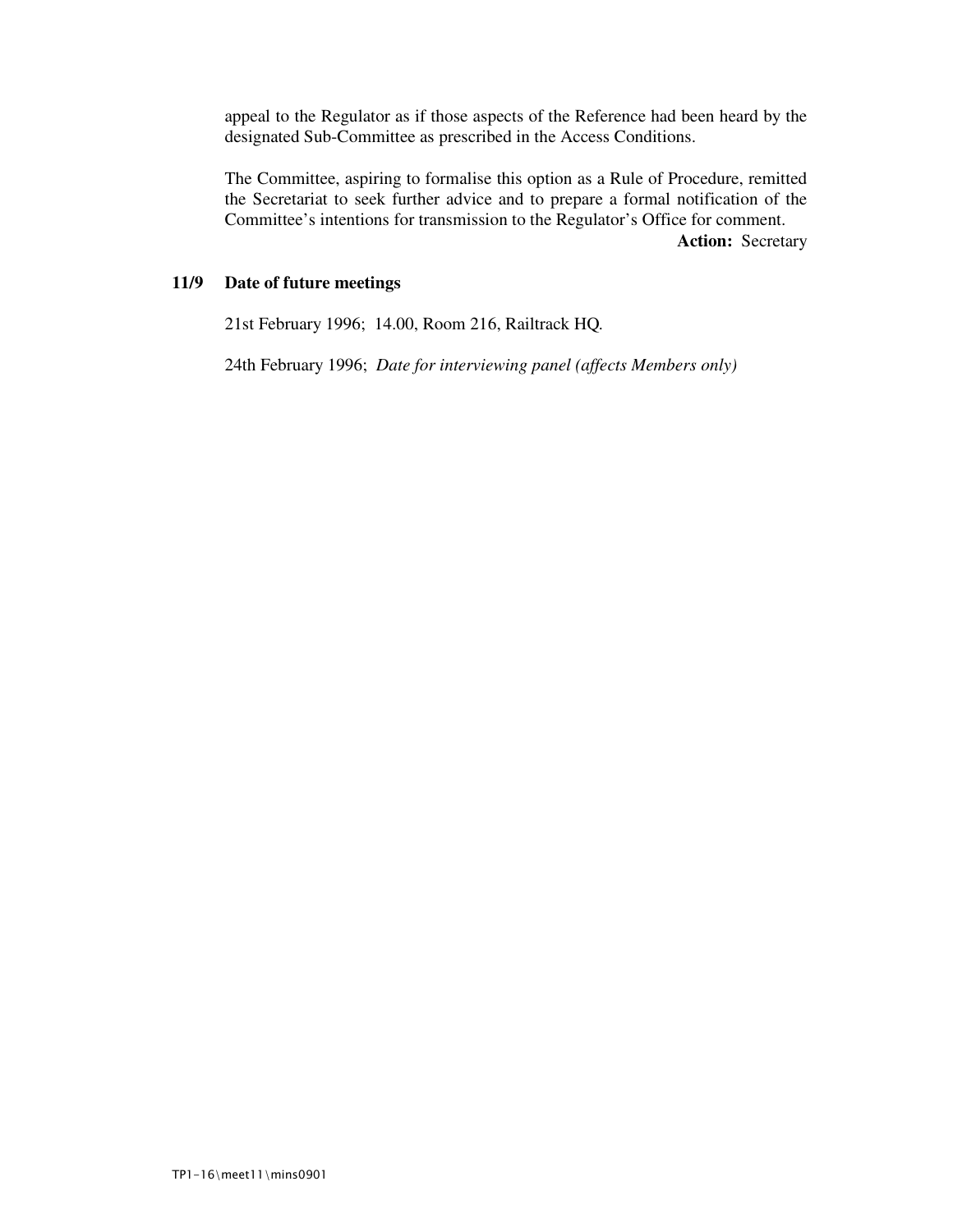appeal to the Regulator as if those aspects of the Reference had been heard by the designated Sub-Committee as prescribed in the Access Conditions.

The Committee, aspiring to formalise this option as a Rule of Procedure, remitted the Secretariat to seek further advice and to prepare a formal notification of the Committee's intentions for transmission to the Regulator's Office for comment.

**Action:** Secretary

### 11/9 Date of future meetings

21st February 1996; 14.00, Room 216, Railtrack HQ.

24th February 1996; *Date for interviewing panel (affects Members only)*

TP1-16\meet11\mins0901